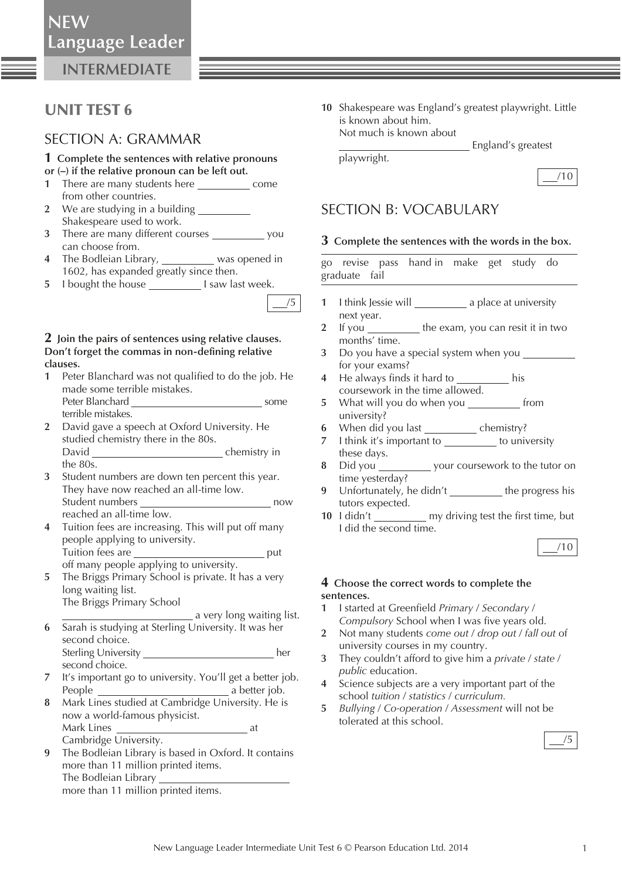# NEW Language Leader

## INTERMEDIATE

# UNIT TEST 6

## SECTION A: GRAMMAR

**1 Complete the sentences with relative pronouns or (–) if the relative pronoun can be left out.**

1. There are many students here __________ come from other countries.
2. We are studying in a building __________ Shakespeare used to work.
3. There are many different courses __________ you can choose from.
4. The Bodleian Library, __________ was opened in 1602, has expanded greatly since then.
5. I bought the house __________ I saw last week.

___/5

**2 Join the pairs of sentences using relative clauses. Don't forget the commas in non-defining relative clauses.**

1. Peter Blanchard was not qualified to do the job. He made some terrible mistakes.
   Peter Blanchard __________________________ some terrible mistakes.
2. David gave a speech at Oxford University. He studied chemistry there in the 80s.
   David __________________________ chemistry in the 80s.
3. Student numbers are down ten percent this year. They have now reached an all-time low.
   Student numbers __________________________ now reached an all-time low.
4. Tuition fees are increasing. This will put off many people applying to university.
   Tuition fees are __________________________ put off many people applying to university.
5. The Briggs Primary School is private. It has a very long waiting list.
   The Briggs Primary School __________________________ a very long waiting list.
6. Sarah is studying at Sterling University. It was her second choice.
   Sterling University __________________________ her second choice.
7. It's important go to university. You'll get a better job.
   People __________________________ a better job.
8. Mark Lines studied at Cambridge University. He is now a world-famous physicist.
   Mark Lines __________________________ at Cambridge University.
9. The Bodleian Library is based in Oxford. It contains more than 11 million printed items.
   The Bodleian Library __________________________ more than 11 million printed items.
10. Shakespeare was England's greatest playwright. Little is known about him.
    Not much is known about __________________________ England's greatest playwright.

___/10

## SECTION B: VOCABULARY

**3 Complete the sentences with the words in the box.**

go revise pass hand in make get study do graduate fail

1. I think Jessie will __________ a place at university next year.
2. If you __________ the exam, you can resit it in two months' time.
3. Do you have a special system when you __________ for your exams?
4. He always finds it hard to __________ his coursework in the time allowed.
5. What will you do when you __________ from university?
6. When did you last __________ chemistry?
7. I think it's important to __________ to university these days.
8. Did you __________ your coursework to the tutor on time yesterday?
9. Unfortunately, he didn't __________ the progress his tutors expected.
10. I didn't __________ my driving test the first time, but I did the second time.

___/10

**4 Choose the correct words to complete the sentences.**

1. I started at Greenfield *Primary* / *Secondary* / *Compulsory* School when I was five years old.
2. Not many students *come out* / *drop out* / *fall out* of university courses in my country.
3. They couldn't afford to give him a *private* / *state* / *public* education.
4. Science subjects are a very important part of the school *tuition* / *statistics* / *curriculum.*
5. *Bullying* / *Co-operation* / *Assessment* will not be tolerated at this school.

___/5

New Language Leader Intermediate Unit Test 6 © Pearson Education Ltd. 2014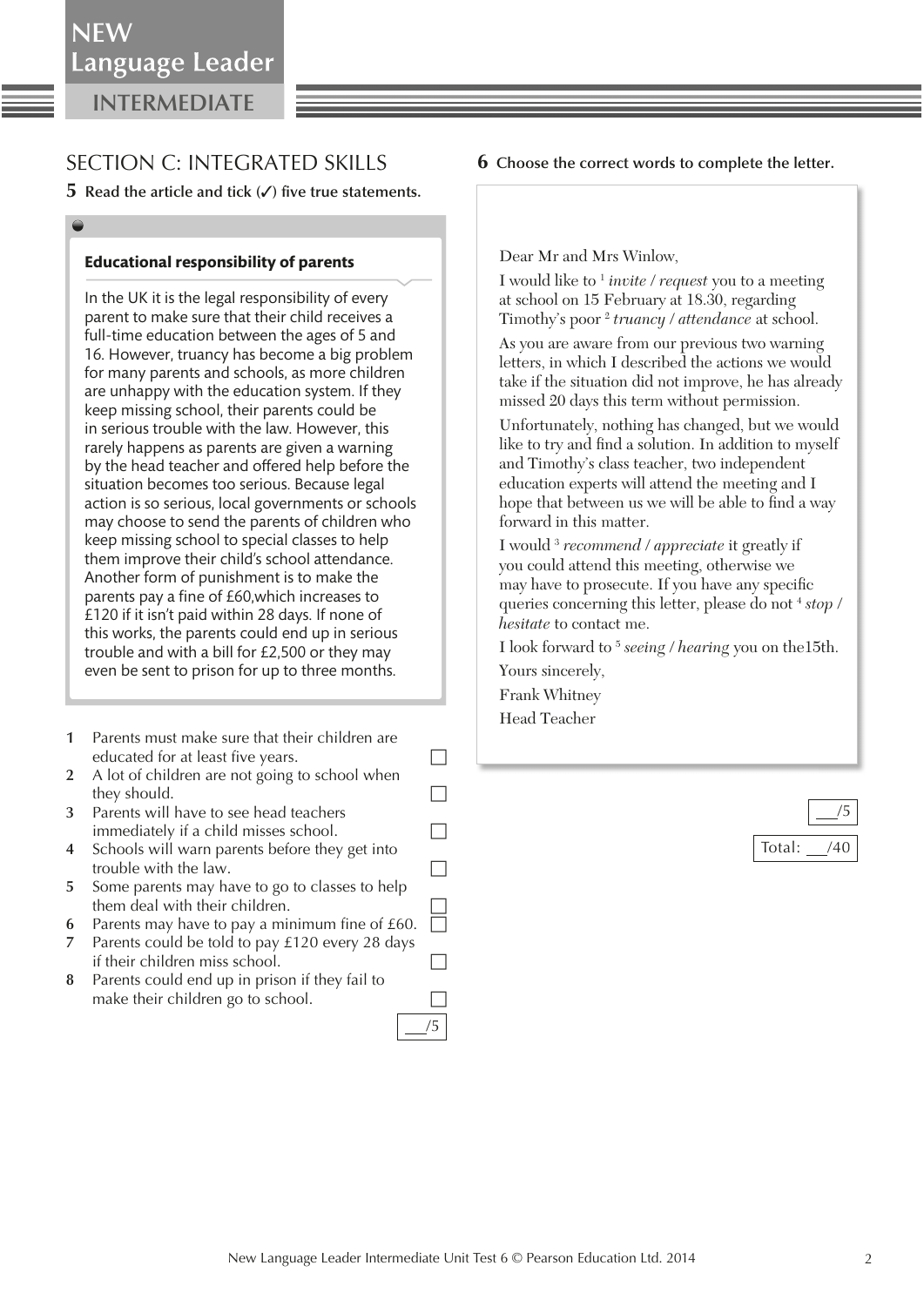## SECTION C: INTEGRATED SKILLS

**5** **Read the article and tick (✓) five true statements.**

**Educational responsibility of parents**

In the UK it is the legal responsibility of every parent to make sure that their child receives a full-time education between the ages of 5 and 16. However, truancy has become a big problem for many parents and schools, as more children are unhappy with the education system. If they keep missing school, their parents could be in serious trouble with the law. However, this rarely happens as parents are given a warning by the head teacher and offered help before the situation becomes too serious. Because legal action is so serious, local governments or schools may choose to send the parents of children who keep missing school to special classes to help them improve their child's school attendance. Another form of punishment is to make the parents pay a fine of £60,which increases to £120 if it isn't paid within 28 days. If none of this works, the parents could end up in serious trouble and with a bill for £2,500 or they may even be sent to prison for up to three months.

1 Parents must make sure that their children are educated for at least five years. ☐
2 A lot of children are not going to school when they should. ☐
3 Parents will have to see head teachers immediately if a child misses school. ☐
4 Schools will warn parents before they get into trouble with the law. ☐
5 Some parents may have to go to classes to help them deal with their children. ☐
6 Parents may have to pay a minimum fine of £60. ☐
7 Parents could be told to pay £120 every 28 days if their children miss school. ☐
8 Parents could end up in prison if they fail to make their children go to school. ☐

___/5

**6** **Choose the correct words to complete the letter.**

Dear Mr and Mrs Winlow,

I would like to [1] *invite / request* you to a meeting at school on 15 February at 18.30, regarding Timothy's poor [2] *truancy / attendance* at school.

As you are aware from our previous two warning letters, in which I described the actions we would take if the situation did not improve, he has already missed 20 days this term without permission.

Unfortunately, nothing has changed, but we would like to try and find a solution. In addition to myself and Timothy's class teacher, two independent education experts will attend the meeting and I hope that between us we will be able to find a way forward in this matter.

I would [3] *recommend / appreciate* it greatly if you could attend this meeting, otherwise we may have to prosecute. If you have any specific queries concerning this letter, please do not [4] *stop / hesitate* to contact me.

I look forward to [5] *seeing / hearing* you on the15th.

Yours sincerely,

Frank Whitney

Head Teacher

___/5

Total: ___/40